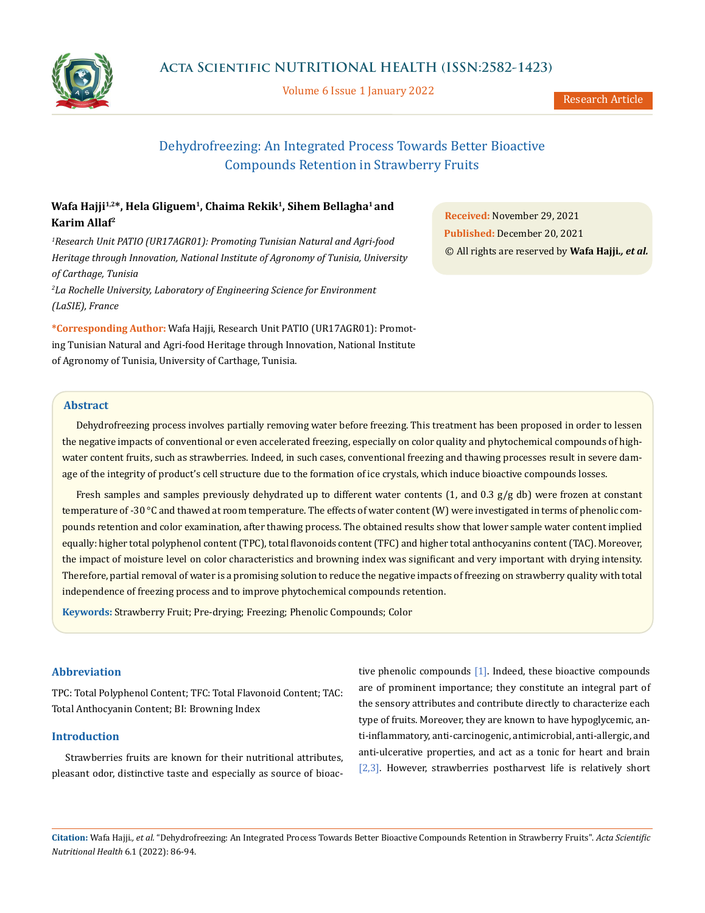# Dehydrofreezing: An Integrated Process Towards Better Bioactive Compounds Retention in Strawberry Fruits

**Wafa Hajji[1,2]*, Hela Gliguem[1], Chaima Rekik[1], Sihem Bellagha[1] and Karim Allaf[2]**

*[1]Research Unit PATIO (UR17AGR01): Promoting Tunisian Natural and Agri-food Heritage through Innovation, National Institute of Agronomy of Tunisia, University of Carthage, Tunisia*

*[2]La Rochelle University, Laboratory of Engineering Science for Environment (LaSIE), France*

**\*Corresponding Author:** Wafa Hajji, Research Unit PATIO (UR17AGR01): Promoting Tunisian Natural and Agri-food Heritage through Innovation, National Institute of Agronomy of Tunisia, University of Carthage, Tunisia.

**Received:** November 29, 2021

**Published:** December 20, 2021

© All rights are reserved by **Wafa Hajji., *et al.***

## Abstract

Dehydrofreezing process involves partially removing water before freezing. This treatment has been proposed in order to lessen the negative impacts of conventional or even accelerated freezing, especially on color quality and phytochemical compounds of high-water content fruits, such as strawberries. Indeed, in such cases, conventional freezing and thawing processes result in severe damage of the integrity of product's cell structure due to the formation of ice crystals, which induce bioactive compounds losses.

Fresh samples and samples previously dehydrated up to different water contents (1, and 0.3 g/g db) were frozen at constant temperature of -30 °C and thawed at room temperature. The effects of water content (W) were investigated in terms of phenolic compounds retention and color examination, after thawing process. The obtained results show that lower sample water content implied equally: higher total polyphenol content (TPC), total flavonoids content (TFC) and higher total anthocyanins content (TAC). Moreover, the impact of moisture level on color characteristics and browning index was significant and very important with drying intensity. Therefore, partial removal of water is a promising solution to reduce the negative impacts of freezing on strawberry quality with total independence of freezing process and to improve phytochemical compounds retention.

**Keywords:** Strawberry Fruit; Pre-drying; Freezing; Phenolic Compounds; Color

## Abbreviation

TPC: Total Polyphenol Content; TFC: Total Flavonoid Content; TAC: Total Anthocyanin Content; BI: Browning Index

## Introduction

Strawberries fruits are known for their nutritional attributes, pleasant odor, distinctive taste and especially as source of bioactive phenolic compounds [1]. Indeed, these bioactive compounds are of prominent importance; they constitute an integral part of the sensory attributes and contribute directly to characterize each type of fruits. Moreover, they are known to have hypoglycemic, anti-inflammatory, anti-carcinogenic, antimicrobial, anti-allergic, and anti-ulcerative properties, and act as a tonic for heart and brain [2,3]. However, strawberries postharvest life is relatively short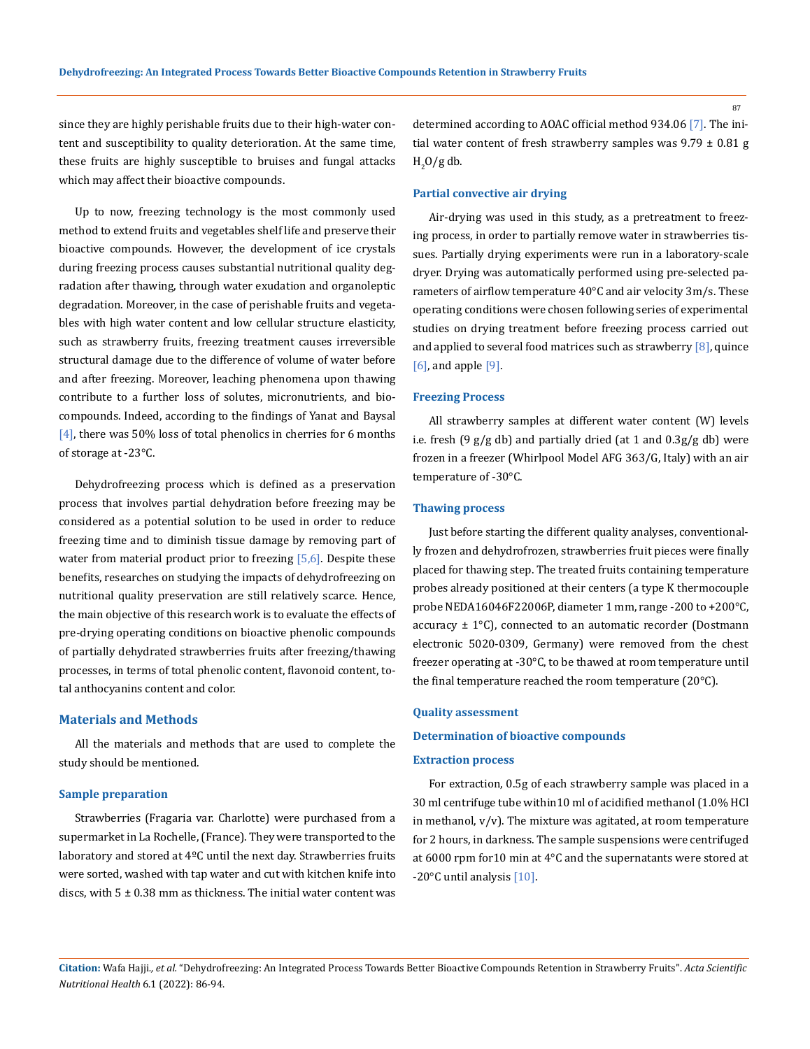since they are highly perishable fruits due to their high-water content and susceptibility to quality deterioration. At the same time, these fruits are highly susceptible to bruises and fungal attacks which may affect their bioactive compounds.

Up to now, freezing technology is the most commonly used method to extend fruits and vegetables shelf life and preserve their bioactive compounds. However, the development of ice crystals during freezing process causes substantial nutritional quality degradation after thawing, through water exudation and organoleptic degradation. Moreover, in the case of perishable fruits and vegetables with high water content and low cellular structure elasticity, such as strawberry fruits, freezing treatment causes irreversible structural damage due to the difference of volume of water before and after freezing. Moreover, leaching phenomena upon thawing contribute to a further loss of solutes, micronutrients, and biocompounds. Indeed, according to the findings of Yanat and Baysal [4], there was 50% loss of total phenolics in cherries for 6 months of storage at -23°C.

Dehydrofreezing process which is defined as a preservation process that involves partial dehydration before freezing may be considered as a potential solution to be used in order to reduce freezing time and to diminish tissue damage by removing part of water from material product prior to freezing [5,6]. Despite these benefits, researches on studying the impacts of dehydrofreezing on nutritional quality preservation are still relatively scarce. Hence, the main objective of this research work is to evaluate the effects of pre-drying operating conditions on bioactive phenolic compounds of partially dehydrated strawberries fruits after freezing/thawing processes, in terms of total phenolic content, flavonoid content, total anthocyanins content and color.

## Materials and Methods

All the materials and methods that are used to complete the study should be mentioned.

### Sample preparation

Strawberries (Fragaria var. Charlotte) were purchased from a supermarket in La Rochelle, (France). They were transported to the laboratory and stored at 4ºC until the next day. Strawberries fruits were sorted, washed with tap water and cut with kitchen knife into discs, with 5 ± 0.38 mm as thickness. The initial water content was determined according to AOAC official method 934.06 [7]. The initial water content of fresh strawberry samples was 9.79 ± 0.81 g $H_2O$/g db.

### Partial convective air drying

Air-drying was used in this study, as a pretreatment to freezing process, in order to partially remove water in strawberries tissues. Partially drying experiments were run in a laboratory-scale dryer. Drying was automatically performed using pre-selected parameters of airflow temperature 40°C and air velocity 3m/s. These operating conditions were chosen following series of experimental studies on drying treatment before freezing process carried out and applied to several food matrices such as strawberry [8], quince [6], and apple [9].

### Freezing Process

All strawberry samples at different water content (W) levels i.e. fresh (9 g/g db) and partially dried (at 1 and 0.3g/g db) were frozen in a freezer (Whirlpool Model AFG 363/G, Italy) with an air temperature of -30°C.

### Thawing process

Just before starting the different quality analyses, conventionally frozen and dehydrofrozen, strawberries fruit pieces were finally placed for thawing step. The treated fruits containing temperature probes already positioned at their centers (a type K thermocouple probe NEDA16046F22006P, diameter 1 mm, range -200 to +200°C, accuracy ± 1°C), connected to an automatic recorder (Dostmann electronic 5020-0309, Germany) were removed from the chest freezer operating at -30°C, to be thawed at room temperature until the final temperature reached the room temperature (20°C).

### Quality assessment

### Determination of bioactive compounds

### Extraction process

For extraction, 0.5g of each strawberry sample was placed in a 30 ml centrifuge tube within10 ml of acidified methanol (1.0% HCl in methanol, v/v). The mixture was agitated, at room temperature for 2 hours, in darkness. The sample suspensions were centrifuged at 6000 rpm for10 min at 4°C and the supernatants were stored at -20°C until analysis [10].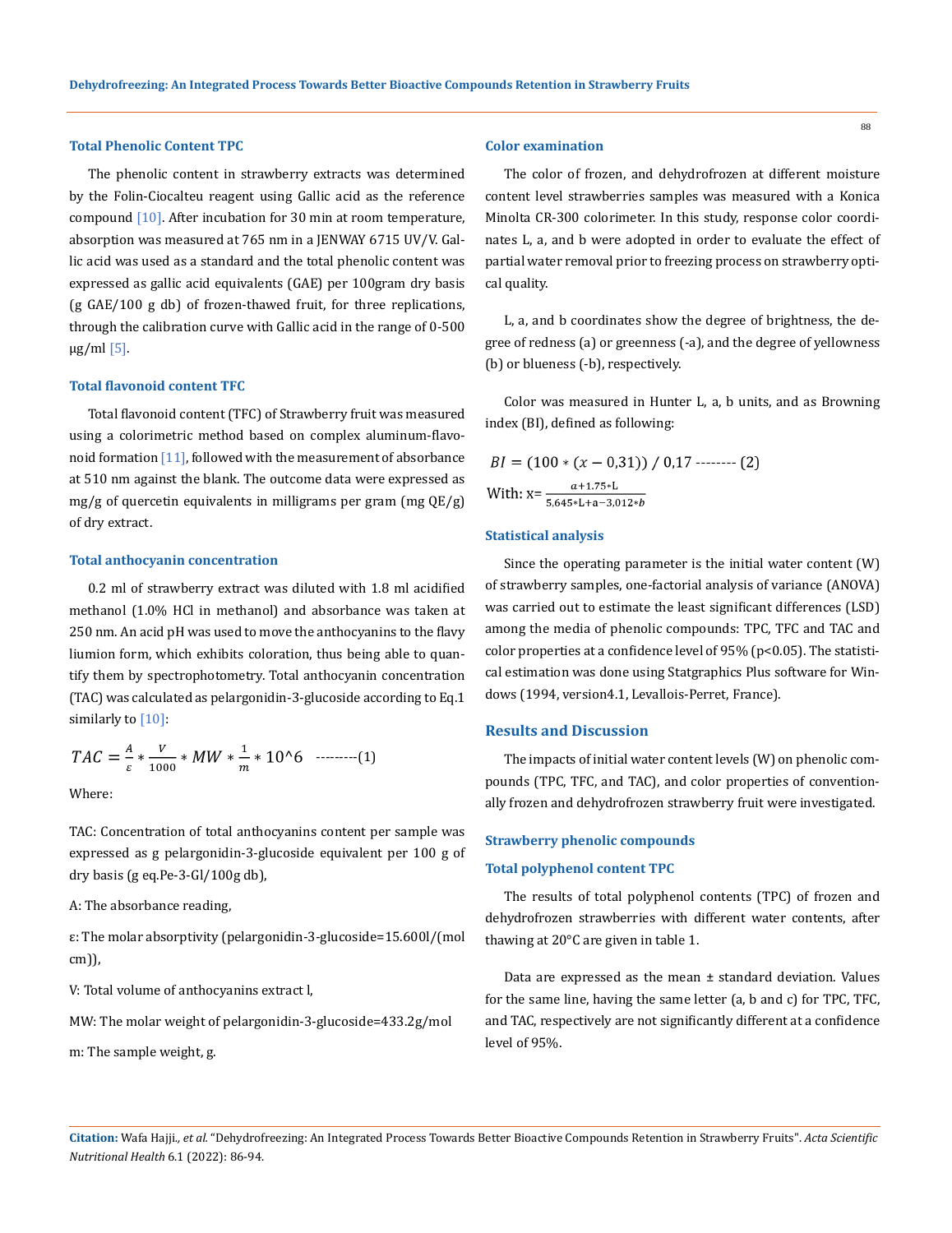### Total Phenolic Content TPC

The phenolic content in strawberry extracts was determined by the Folin-Ciocalteu reagent using Gallic acid as the reference compound [10]. After incubation for 30 min at room temperature, absorption was measured at 765 nm in a JENWAY 6715 UV/V. Gallic acid was used as a standard and the total phenolic content was expressed as gallic acid equivalents (GAE) per 100gram dry basis (g GAE/100 g db) of frozen-thawed fruit, for three replications, through the calibration curve with Gallic acid in the range of 0-500 µg/ml [5].

### Total flavonoid content TFC

Total flavonoid content (TFC) of Strawberry fruit was measured using a colorimetric method based on complex aluminum-flavonoid formation [11], followed with the measurement of absorbance at 510 nm against the blank. The outcome data were expressed as mg/g of quercetin equivalents in milligrams per gram (mg QE/g) of dry extract.

### Total anthocyanin concentration

0.2 ml of strawberry extract was diluted with 1.8 ml acidified methanol (1.0% HCl in methanol) and absorbance was taken at 250 nm. An acid pH was used to move the anthocyanins to the flavy liumion form, which exhibits coloration, thus being able to quantify them by spectrophotometry. Total anthocyanin concentration (TAC) was calculated as pelargonidin-3-glucoside according to Eq.1 similarly to [10]:

$$TAC = \frac{A}{\varepsilon} * \frac{V}{1000} * MW * \frac{1}{m} * 10^6 \quad \text{---------(1)}$$

Where:

TAC: Concentration of total anthocyanins content per sample was expressed as g pelargonidin-3-glucoside equivalent per 100 g of dry basis (g eq.Pe-3-Gl/100g db),

A: The absorbance reading,

ε: The molar absorptivity (pelargonidin-3-glucoside=15.600l/(mol cm)),

V: Total volume of anthocyanins extract l,

MW: The molar weight of pelargonidin-3-glucoside=433.2g/mol

m: The sample weight, g.

### Color examination

The color of frozen, and dehydrofrozen at different moisture content level strawberries samples was measured with a Konica Minolta CR-300 colorimeter. In this study, response color coordinates L, a, and b were adopted in order to evaluate the effect of partial water removal prior to freezing process on strawberry optical quality.

L, a, and b coordinates show the degree of brightness, the degree of redness (a) or greenness (-a), and the degree of yellowness (b) or blueness (-b), respectively.

Color was measured in Hunter L, a, b units, and as Browning index (BI), defined as following:

$$BI = (100 * (x - 0{,}31)) \, / \, 0{,}17 \quad \text{-------- (2)}$$

With: $x = \frac{a + 1.75 * L}{5{,}645 * L + a - 3{,}012 * b}$

### Statistical analysis

Since the operating parameter is the initial water content (W) of strawberry samples, one-factorial analysis of variance (ANOVA) was carried out to estimate the least significant differences (LSD) among the media of phenolic compounds: TPC, TFC and TAC and color properties at a confidence level of 95% ($p<0.05$). The statistical estimation was done using Statgraphics Plus software for Windows (1994, version4.1, Levallois-Perret, France).

## Results and Discussion

The impacts of initial water content levels (W) on phenolic compounds (TPC, TFC, and TAC), and color properties of conventionally frozen and dehydrofrozen strawberry fruit were investigated.

### Strawberry phenolic compounds

### Total polyphenol content TPC

The results of total polyphenol contents (TPC) of frozen and dehydrofrozen strawberries with different water contents, after thawing at 20°C are given in table 1.

Data are expressed as the mean ± standard deviation. Values for the same line, having the same letter (a, b and c) for TPC, TFC, and TAC, respectively are not significantly different at a confidence level of 95%.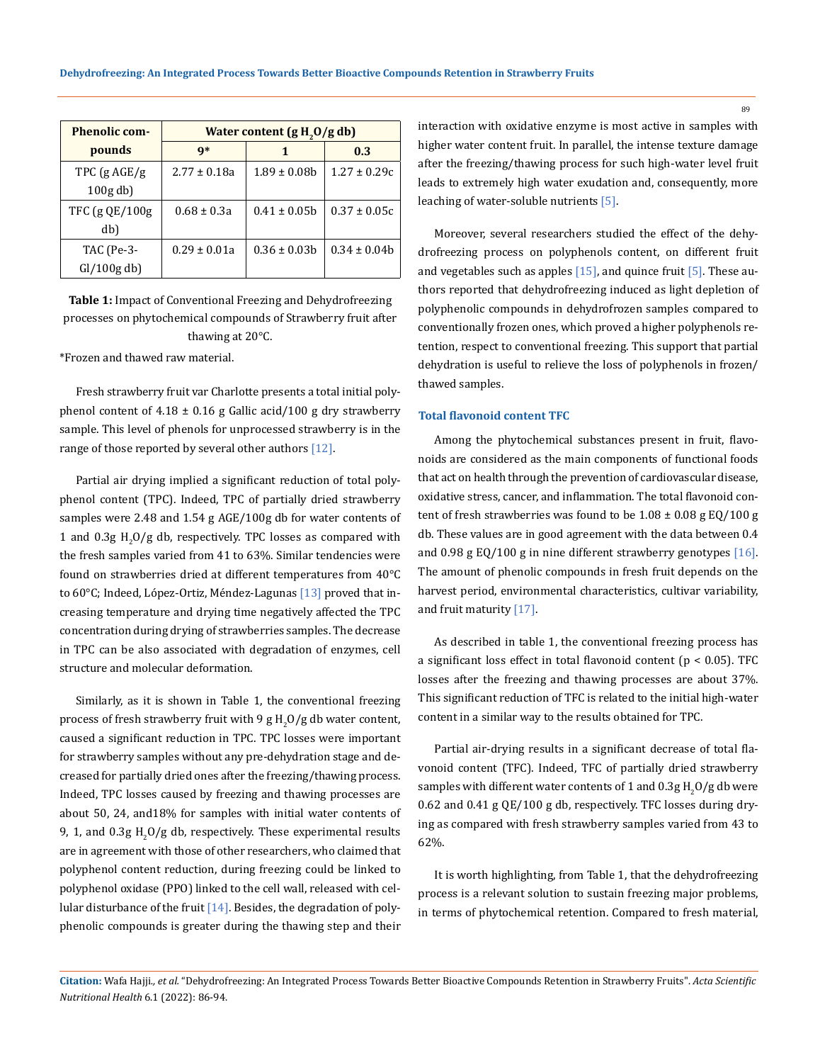| Phenolic compounds | Water content (g $H_2O$/g db) | | |
|---|---|---|---|
| | 9* | 1 | 0.3 |
| TPC (g AGE/g 100g db) | 2.77 ± 0.18a | 1.89 ± 0.08b | 1.27 ± 0.29c |
| TFC (g QE/100g db) | 0.68 ± 0.3a | 0.41 ± 0.05b | 0.37 ± 0.05c |
| TAC (Pe-3-Gl/100g db) | 0.29 ± 0.01a | 0.36 ± 0.03b | 0.34 ± 0.04b |

**Table 1:** Impact of Conventional Freezing and Dehydrofreezing processes on phytochemical compounds of Strawberry fruit after thawing at 20°C.

*Frozen and thawed raw material.

Fresh strawberry fruit var Charlotte presents a total initial polyphenol content of 4.18 ± 0.16 g Gallic acid/100 g dry strawberry sample. This level of phenols for unprocessed strawberry is in the range of those reported by several other authors [12].

Partial air drying implied a significant reduction of total polyphenol content (TPC). Indeed, TPC of partially dried strawberry samples were 2.48 and 1.54 g AGE/100g db for water contents of 1 and 0.3g $H_2O$/g db, respectively. TPC losses as compared with the fresh samples varied from 41 to 63%. Similar tendencies were found on strawberries dried at different temperatures from 40°C to 60°C; Indeed, López-Ortiz, Méndez-Lagunas [13] proved that increasing temperature and drying time negatively affected the TPC concentration during drying of strawberries samples. The decrease in TPC can be also associated with degradation of enzymes, cell structure and molecular deformation.

Similarly, as it is shown in Table 1, the conventional freezing process of fresh strawberry fruit with 9 g $H_2O$/g db water content, caused a significant reduction in TPC. TPC losses were important for strawberry samples without any pre-dehydration stage and decreased for partially dried ones after the freezing/thawing process. Indeed, TPC losses caused by freezing and thawing processes are about 50, 24, and18% for samples with initial water contents of 9, 1, and 0.3g $H_2O$/g db, respectively. These experimental results are in agreement with those of other researchers, who claimed that polyphenol content reduction, during freezing could be linked to polyphenol oxidase (PPO) linked to the cell wall, released with cellular disturbance of the fruit [14]. Besides, the degradation of polyphenolic compounds is greater during the thawing step and their interaction with oxidative enzyme is most active in samples with higher water content fruit. In parallel, the intense texture damage after the freezing/thawing process for such high-water level fruit leads to extremely high water exudation and, consequently, more leaching of water-soluble nutrients [5].

Moreover, several researchers studied the effect of the dehydrofreezing process on polyphenols content, on different fruit and vegetables such as apples [15], and quince fruit [5]. These authors reported that dehydrofreezing induced as light depletion of polyphenolic compounds in dehydrofrozen samples compared to conventionally frozen ones, which proved a higher polyphenols retention, respect to conventional freezing. This support that partial dehydration is useful to relieve the loss of polyphenols in frozen/thawed samples.

### Total flavonoid content TFC

Among the phytochemical substances present in fruit, flavonoids are considered as the main components of functional foods that act on health through the prevention of cardiovascular disease, oxidative stress, cancer, and inflammation. The total flavonoid content of fresh strawberries was found to be 1.08 ± 0.08 g EQ/100 g db. These values are in good agreement with the data between 0.4 and 0.98 g EQ/100 g in nine different strawberry genotypes [16]. The amount of phenolic compounds in fresh fruit depends on the harvest period, environmental characteristics, cultivar variability, and fruit maturity [17].

As described in table 1, the conventional freezing process has a significant loss effect in total flavonoid content ($p < 0.05$). TFC losses after the freezing and thawing processes are about 37%. This significant reduction of TFC is related to the initial high-water content in a similar way to the results obtained for TPC.

Partial air-drying results in a significant decrease of total flavonoid content (TFC). Indeed, TFC of partially dried strawberry samples with different water contents of 1 and 0.3g $H_2O$/g db were 0.62 and 0.41 g QE/100 g db, respectively. TFC losses during drying as compared with fresh strawberry samples varied from 43 to 62%.

It is worth highlighting, from Table 1, that the dehydrofreezing process is a relevant solution to sustain freezing major problems, in terms of phytochemical retention. Compared to fresh material,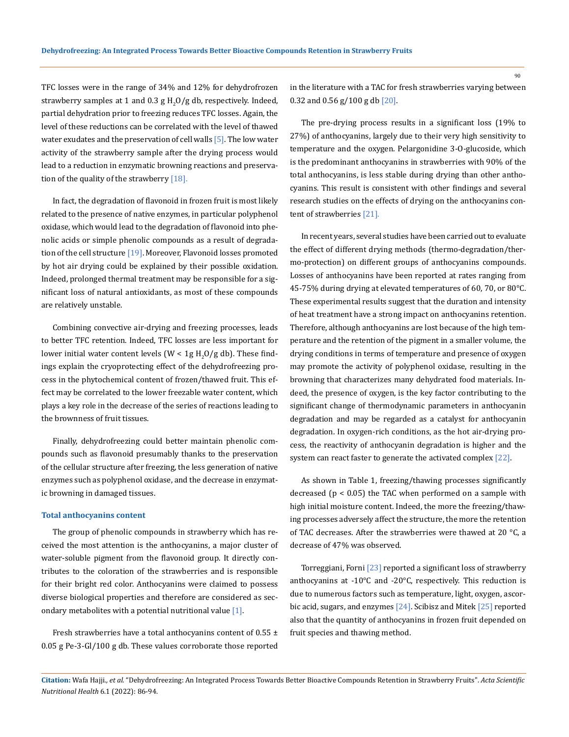TFC losses were in the range of 34% and 12% for dehydrofrozen strawberry samples at 1 and 0.3 g $H_2O$/g db, respectively. Indeed, partial dehydration prior to freezing reduces TFC losses. Again, the level of these reductions can be correlated with the level of thawed water exudates and the preservation of cell walls [5]. The low water activity of the strawberry sample after the drying process would lead to a reduction in enzymatic browning reactions and preservation of the quality of the strawberry [18].

In fact, the degradation of flavonoid in frozen fruit is most likely related to the presence of native enzymes, in particular polyphenol oxidase, which would lead to the degradation of flavonoid into phenolic acids or simple phenolic compounds as a result of degradation of the cell structure [19]. Moreover, Flavonoid losses promoted by hot air drying could be explained by their possible oxidation. Indeed, prolonged thermal treatment may be responsible for a significant loss of natural antioxidants, as most of these compounds are relatively unstable.

Combining convective air-drying and freezing processes, leads to better TFC retention. Indeed, TFC losses are less important for lower initial water content levels (W < 1g $H_2O$/g db). These findings explain the cryoprotecting effect of the dehydrofreezing process in the phytochemical content of frozen/thawed fruit. This effect may be correlated to the lower freezable water content, which plays a key role in the decrease of the series of reactions leading to the brownness of fruit tissues.

Finally, dehydrofreezing could better maintain phenolic compounds such as flavonoid presumably thanks to the preservation of the cellular structure after freezing, the less generation of native enzymes such as polyphenol oxidase, and the decrease in enzymatic browning in damaged tissues.

### Total anthocyanins content

The group of phenolic compounds in strawberry which has received the most attention is the anthocyanins, a major cluster of water-soluble pigment from the flavonoid group. It directly contributes to the coloration of the strawberries and is responsible for their bright red color. Anthocyanins were claimed to possess diverse biological properties and therefore are considered as secondary metabolites with a potential nutritional value [1].

Fresh strawberries have a total anthocyanins content of 0.55 ± 0.05 g Pe-3-Gl/100 g db. These values corroborate those reported in the literature with a TAC for fresh strawberries varying between 0.32 and 0.56 g/100 g db [20].

The pre-drying process results in a significant loss (19% to 27%) of anthocyanins, largely due to their very high sensitivity to temperature and the oxygen. Pelargonidine 3-O-glucoside, which is the predominant anthocyanins in strawberries with 90% of the total anthocyanins, is less stable during drying than other anthocyanins. This result is consistent with other findings and several research studies on the effects of drying on the anthocyanins content of strawberries [21].

In recent years, several studies have been carried out to evaluate the effect of different drying methods (thermo-degradation/thermo-protection) on different groups of anthocyanins compounds. Losses of anthocyanins have been reported at rates ranging from 45-75% during drying at elevated temperatures of 60, 70, or 80°C. These experimental results suggest that the duration and intensity of heat treatment have a strong impact on anthocyanins retention. Therefore, although anthocyanins are lost because of the high temperature and the retention of the pigment in a smaller volume, the drying conditions in terms of temperature and presence of oxygen may promote the activity of polyphenol oxidase, resulting in the browning that characterizes many dehydrated food materials. Indeed, the presence of oxygen, is the key factor contributing to the significant change of thermodynamic parameters in anthocyanin degradation and may be regarded as a catalyst for anthocyanin degradation. In oxygen-rich conditions, as the hot air-drying process, the reactivity of anthocyanin degradation is higher and the system can react faster to generate the activated complex [22].

As shown in Table 1, freezing/thawing processes significantly decreased ($p < 0.05$) the TAC when performed on a sample with high initial moisture content. Indeed, the more the freezing/thawing processes adversely affect the structure, the more the retention of TAC decreases. After the strawberries were thawed at 20 °C, a decrease of 47% was observed.

Torreggiani, Forni [23] reported a significant loss of strawberry anthocyanins at -10°C and -20°C, respectively. This reduction is due to numerous factors such as temperature, light, oxygen, ascorbic acid, sugars, and enzymes [24]. Scibisz and Mitek [25] reported also that the quantity of anthocyanins in frozen fruit depended on fruit species and thawing method.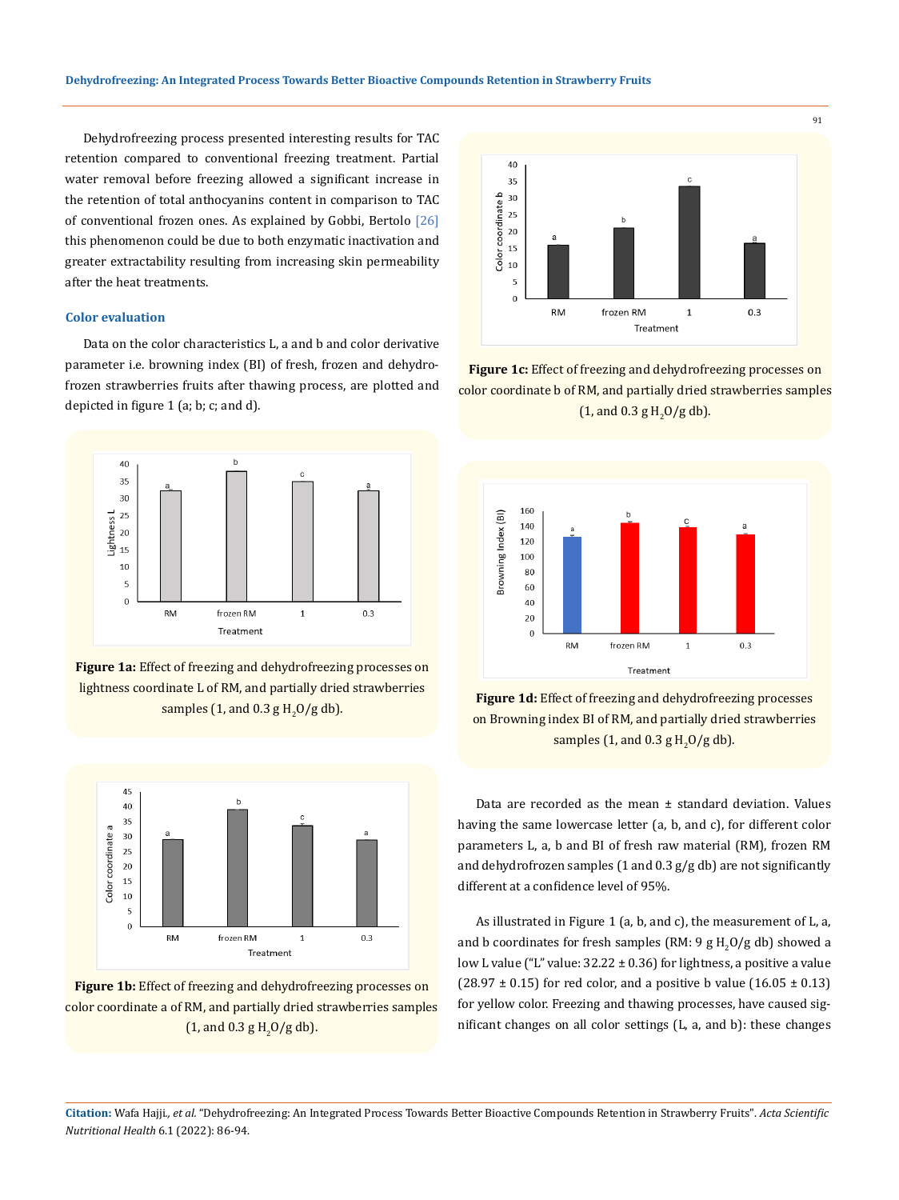Dehydrofreezing process presented interesting results for TAC retention compared to conventional freezing treatment. Partial water removal before freezing allowed a significant increase in the retention of total anthocyanins content in comparison to TAC of conventional frozen ones. As explained by Gobbi, Bertolo [26] this phenomenon could be due to both enzymatic inactivation and greater extractability resulting from increasing skin permeability after the heat treatments.

### Color evaluation

Data on the color characteristics L, a and b and color derivative parameter i.e. browning index (BI) of fresh, frozen and dehydrofrozen strawberries fruits after thawing process, are plotted and depicted in figure 1 (a; b; c; and d).

**Figure 1a:** Effect of freezing and dehydrofreezing processes on lightness coordinate L of RM, and partially dried strawberries samples (1, and 0.3 g $H_2O$/g db).

**Figure 1b:** Effect of freezing and dehydrofreezing processes on color coordinate a of RM, and partially dried strawberries samples (1, and 0.3 g $H_2O$/g db).

**Figure 1c:** Effect of freezing and dehydrofreezing processes on color coordinate b of RM, and partially dried strawberries samples (1, and 0.3 g $H_2O$/g db).

**Figure 1d:** Effect of freezing and dehydrofreezing processes on Browning index BI of RM, and partially dried strawberries samples (1, and 0.3 g $H_2O$/g db).

Data are recorded as the mean ± standard deviation. Values having the same lowercase letter (a, b, and c), for different color parameters L, a, b and BI of fresh raw material (RM), frozen RM and dehydrofrozen samples (1 and 0.3 g/g db) are not significantly different at a confidence level of 95%.

As illustrated in Figure 1 (a, b, and c), the measurement of L, a, and b coordinates for fresh samples (RM: 9 g $H_2O$/g db) showed a low L value ("L" value: 32.22 ± 0.36) for lightness, a positive a value (28.97 ± 0.15) for red color, and a positive b value (16.05 ± 0.13) for yellow color. Freezing and thawing processes, have caused significant changes on all color settings (L, a, and b): these changes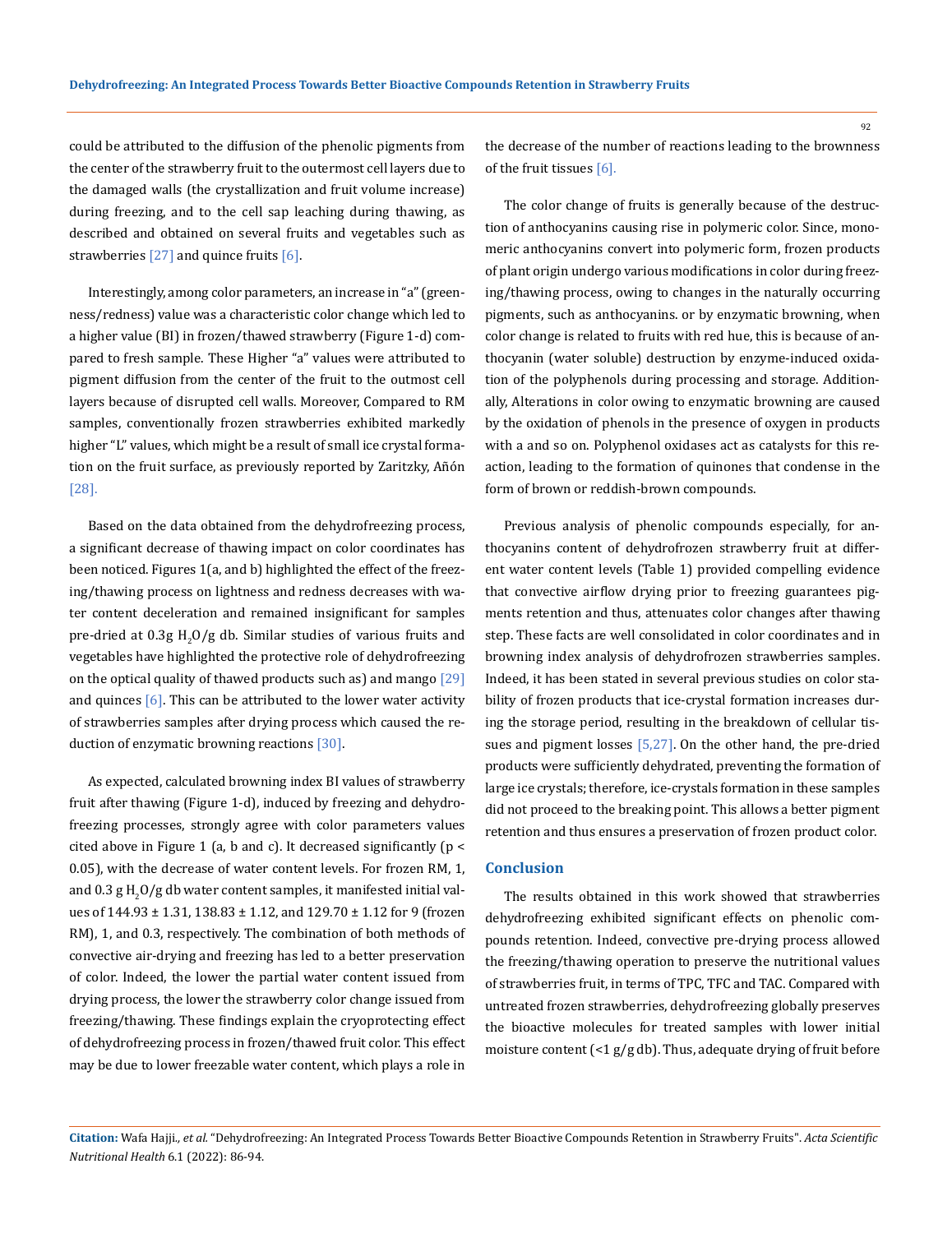could be attributed to the diffusion of the phenolic pigments from the center of the strawberry fruit to the outermost cell layers due to the damaged walls (the crystallization and fruit volume increase) during freezing, and to the cell sap leaching during thawing, as described and obtained on several fruits and vegetables such as strawberries [27] and quince fruits [6].

Interestingly, among color parameters, an increase in "a" (greenness/redness) value was a characteristic color change which led to a higher value (BI) in frozen/thawed strawberry (Figure 1-d) compared to fresh sample. These Higher "a" values were attributed to pigment diffusion from the center of the fruit to the outmost cell layers because of disrupted cell walls. Moreover, Compared to RM samples, conventionally frozen strawberries exhibited markedly higher "L" values, which might be a result of small ice crystal formation on the fruit surface, as previously reported by Zaritzky, Añón [28].

Based on the data obtained from the dehydrofreezing process, a significant decrease of thawing impact on color coordinates has been noticed. Figures 1(a, and b) highlighted the effect of the freezing/thawing process on lightness and redness decreases with water content deceleration and remained insignificant for samples pre-dried at 0.3g $H_2O$/g db. Similar studies of various fruits and vegetables have highlighted the protective role of dehydrofreezing on the optical quality of thawed products such as) and mango [29] and quinces [6]. This can be attributed to the lower water activity of strawberries samples after drying process which caused the reduction of enzymatic browning reactions [30].

As expected, calculated browning index BI values of strawberry fruit after thawing (Figure 1-d), induced by freezing and dehydrofreezing processes, strongly agree with color parameters values cited above in Figure 1 (a, b and c). It decreased significantly ($p < 0.05$), with the decrease of water content levels. For frozen RM, 1, and 0.3 g $H_2O$/g db water content samples, it manifested initial values of 144.93 ± 1.31, 138.83 ± 1.12, and 129.70 ± 1.12 for 9 (frozen RM), 1, and 0.3, respectively. The combination of both methods of convective air-drying and freezing has led to a better preservation of color. Indeed, the lower the partial water content issued from drying process, the lower the strawberry color change issued from freezing/thawing. These findings explain the cryoprotecting effect of dehydrofreezing process in frozen/thawed fruit color. This effect may be due to lower freezable water content, which plays a role in the decrease of the number of reactions leading to the brownness of the fruit tissues [6].

The color change of fruits is generally because of the destruction of anthocyanins causing rise in polymeric color. Since, monomeric anthocyanins convert into polymeric form, frozen products of plant origin undergo various modifications in color during freezing/thawing process, owing to changes in the naturally occurring pigments, such as anthocyanins. or by enzymatic browning, when color change is related to fruits with red hue, this is because of anthocyanin (water soluble) destruction by enzyme-induced oxidation of the polyphenols during processing and storage. Additionally, Alterations in color owing to enzymatic browning are caused by the oxidation of phenols in the presence of oxygen in products with a and so on. Polyphenol oxidases act as catalysts for this reaction, leading to the formation of quinones that condense in the form of brown or reddish-brown compounds.

Previous analysis of phenolic compounds especially, for anthocyanins content of dehydrofrozen strawberry fruit at different water content levels (Table 1) provided compelling evidence that convective airflow drying prior to freezing guarantees pigments retention and thus, attenuates color changes after thawing step. These facts are well consolidated in color coordinates and in browning index analysis of dehydrofrozen strawberries samples. Indeed, it has been stated in several previous studies on color stability of frozen products that ice-crystal formation increases during the storage period, resulting in the breakdown of cellular tissues and pigment losses [5,27]. On the other hand, the pre-dried products were sufficiently dehydrated, preventing the formation of large ice crystals; therefore, ice-crystals formation in these samples did not proceed to the breaking point. This allows a better pigment retention and thus ensures a preservation of frozen product color.

## Conclusion

The results obtained in this work showed that strawberries dehydrofreezing exhibited significant effects on phenolic compounds retention. Indeed, convective pre-drying process allowed the freezing/thawing operation to preserve the nutritional values of strawberries fruit, in terms of TPC, TFC and TAC. Compared with untreated frozen strawberries, dehydrofreezing globally preserves the bioactive molecules for treated samples with lower initial moisture content (<1 g/g db). Thus, adequate drying of fruit before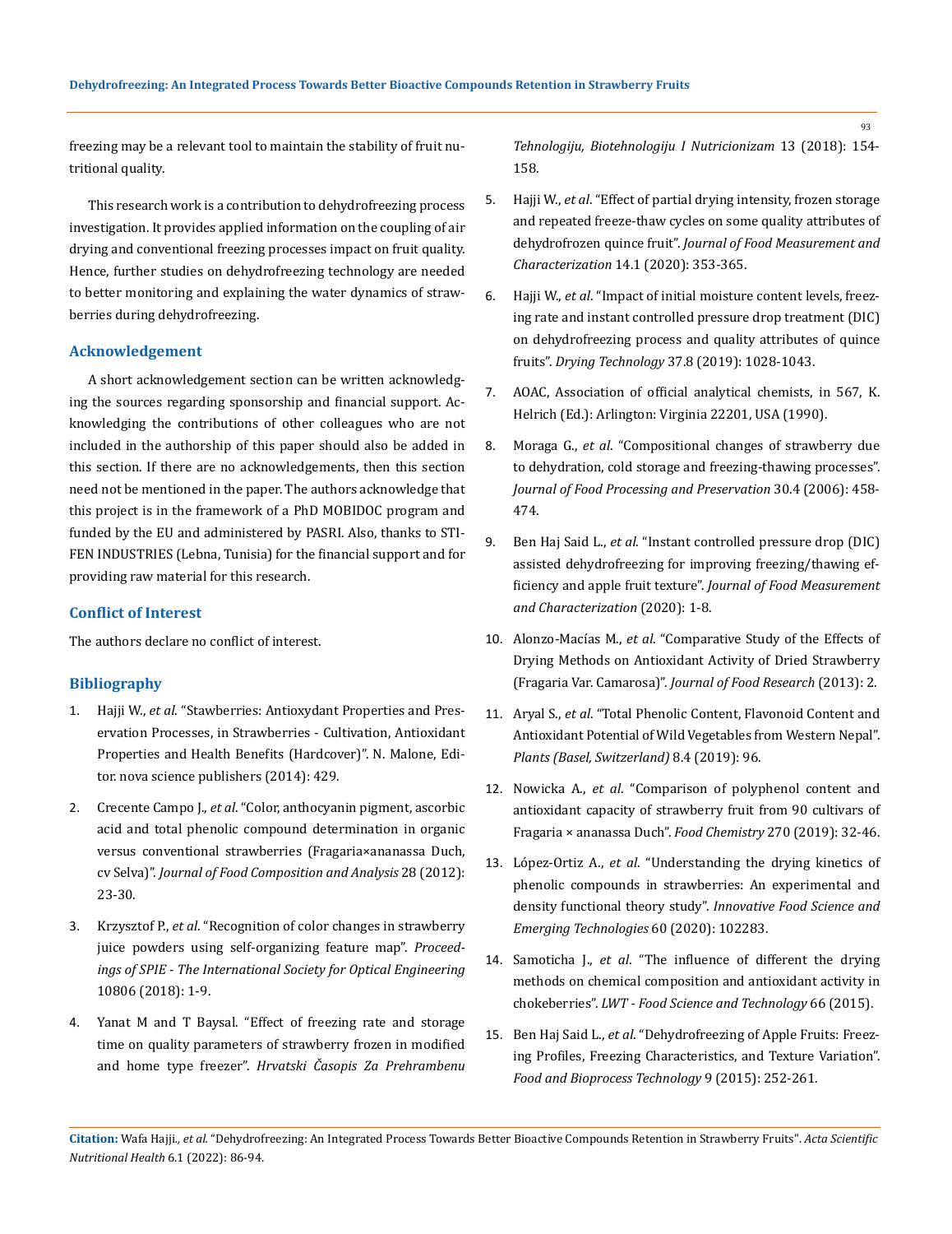freezing may be a relevant tool to maintain the stability of fruit nutritional quality.

This research work is a contribution to dehydrofreezing process investigation. It provides applied information on the coupling of air drying and conventional freezing processes impact on fruit quality. Hence, further studies on dehydrofreezing technology are needed to better monitoring and explaining the water dynamics of strawberries during dehydrofreezing.

## Acknowledgement

A short acknowledgement section can be written acknowledging the sources regarding sponsorship and financial support. Acknowledging the contributions of other colleagues who are not included in the authorship of this paper should also be added in this section. If there are no acknowledgements, then this section need not be mentioned in the paper. The authors acknowledge that this project is in the framework of a PhD MOBIDOC program and funded by the EU and administered by PASRI. Also, thanks to STIFEN INDUSTRIES (Lebna, Tunisia) for the financial support and for providing raw material for this research.

## Conflict of Interest

The authors declare no conflict of interest.

## Bibliography

1. Hajji W., *et al*. "Stawberries: Antioxydant Properties and Preservation Processes, in Strawberries - Cultivation, Antioxidant Properties and Health Benefits (Hardcover)". N. Malone, Editor. nova science publishers (2014): 429.
2. Crecente Campo J., *et al*. "Color, anthocyanin pigment, ascorbic acid and total phenolic compound determination in organic versus conventional strawberries (Fragaria×ananassa Duch, cv Selva)". *Journal of Food Composition and Analysis* 28 (2012): 23-30.
3. Krzysztof P., *et al*. "Recognition of color changes in strawberry juice powders using self-organizing feature map". *Proceedings of SPIE - The International Society for Optical Engineering* 10806 (2018): 1-9.
4. Yanat M and T Baysal. "Effect of freezing rate and storage time on quality parameters of strawberry frozen in modified and home type freezer". *Hrvatski Časopis Za Prehrambenu Tehnologiju, Biotehnologiju I Nutricionizam* 13 (2018): 154-158.
5. Hajji W., *et al*. "Effect of partial drying intensity, frozen storage and repeated freeze-thaw cycles on some quality attributes of dehydrofrozen quince fruit". *Journal of Food Measurement and Characterization* 14.1 (2020): 353-365.
6. Hajji W., *et al*. "Impact of initial moisture content levels, freezing rate and instant controlled pressure drop treatment (DIC) on dehydrofreezing process and quality attributes of quince fruits". *Drying Technology* 37.8 (2019): 1028-1043.
7. AOAC, Association of official analytical chemists, in 567, K. Helrich (Ed.): Arlington: Virginia 22201, USA (1990).
8. Moraga G., *et al*. "Compositional changes of strawberry due to dehydration, cold storage and freezing-thawing processes". *Journal of Food Processing and Preservation* 30.4 (2006): 458-474.
9. Ben Haj Said L., *et al*. "Instant controlled pressure drop (DIC) assisted dehydrofreezing for improving freezing/thawing efficiency and apple fruit texture". *Journal of Food Measurement and Characterization* (2020): 1-8.
10. Alonzo-Macías M., *et al*. "Comparative Study of the Effects of Drying Methods on Antioxidant Activity of Dried Strawberry (Fragaria Var. Camarosa)". *Journal of Food Research* (2013): 2.
11. Aryal S., *et al*. "Total Phenolic Content, Flavonoid Content and Antioxidant Potential of Wild Vegetables from Western Nepal". *Plants (Basel, Switzerland)* 8.4 (2019): 96.
12. Nowicka A., *et al*. "Comparison of polyphenol content and antioxidant capacity of strawberry fruit from 90 cultivars of Fragaria × ananassa Duch". *Food Chemistry* 270 (2019): 32-46.
13. López-Ortiz A., *et al*. "Understanding the drying kinetics of phenolic compounds in strawberries: An experimental and density functional theory study". *Innovative Food Science and Emerging Technologies* 60 (2020): 102283.
14. Samoticha J., *et al*. "The influence of different the drying methods on chemical composition and antioxidant activity in chokeberries". *LWT - Food Science and Technology* 66 (2015).
15. Ben Haj Said L., *et al*. "Dehydrofreezing of Apple Fruits: Freezing Profiles, Freezing Characteristics, and Texture Variation". *Food and Bioprocess Technology* 9 (2015): 252-261.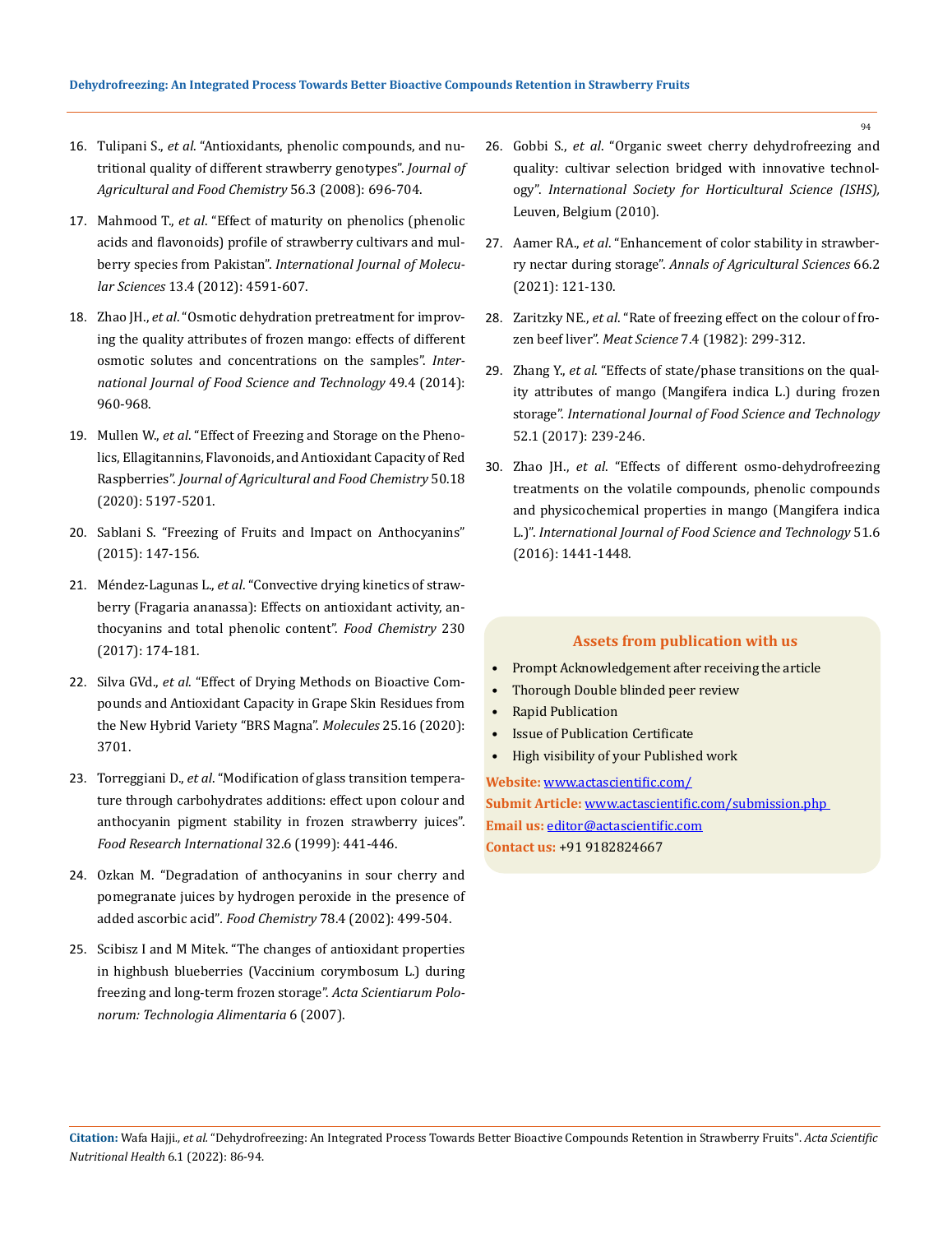16. Tulipani S., *et al*. "Antioxidants, phenolic compounds, and nutritional quality of different strawberry genotypes". *Journal of Agricultural and Food Chemistry* 56.3 (2008): 696-704.

17. Mahmood T., *et al*. "Effect of maturity on phenolics (phenolic acids and flavonoids) profile of strawberry cultivars and mulberry species from Pakistan". *International Journal of Molecular Sciences* 13.4 (2012): 4591-607.

18. Zhao JH., *et al*. "Osmotic dehydration pretreatment for improving the quality attributes of frozen mango: effects of different osmotic solutes and concentrations on the samples". *International Journal of Food Science and Technology* 49.4 (2014): 960-968.

19. Mullen W., *et al*. "Effect of Freezing and Storage on the Phenolics, Ellagitannins, Flavonoids, and Antioxidant Capacity of Red Raspberries". *Journal of Agricultural and Food Chemistry* 50.18 (2020): 5197-5201.

20. Sablani S. "Freezing of Fruits and Impact on Anthocyanins" (2015): 147-156.

21. Méndez-Lagunas L., *et al*. "Convective drying kinetics of strawberry (Fragaria ananassa): Effects on antioxidant activity, anthocyanins and total phenolic content". *Food Chemistry* 230 (2017): 174-181.

22. Silva GVd., *et al*. "Effect of Drying Methods on Bioactive Compounds and Antioxidant Capacity in Grape Skin Residues from the New Hybrid Variety "BRS Magna". *Molecules* 25.16 (2020): 3701.

23. Torreggiani D., *et al*. "Modification of glass transition temperature through carbohydrates additions: effect upon colour and anthocyanin pigment stability in frozen strawberry juices". *Food Research International* 32.6 (1999): 441-446.

24. Ozkan M. "Degradation of anthocyanins in sour cherry and pomegranate juices by hydrogen peroxide in the presence of added ascorbic acid". *Food Chemistry* 78.4 (2002): 499-504.

25. Scibisz I and M Mitek. "The changes of antioxidant properties in highbush blueberries (Vaccinium corymbosum L.) during freezing and long-term frozen storage". *Acta Scientiarum Polonorum: Technologia Alimentaria* 6 (2007).

26. Gobbi S., *et al*. "Organic sweet cherry dehydrofreezing and quality: cultivar selection bridged with innovative technology". *International Society for Horticultural Science (ISHS),* Leuven, Belgium (2010).

27. Aamer RA., *et al*. "Enhancement of color stability in strawberry nectar during storage". *Annals of Agricultural Sciences* 66.2 (2021): 121-130.

28. Zaritzky NE., *et al*. "Rate of freezing effect on the colour of frozen beef liver". *Meat Science* 7.4 (1982): 299-312.

29. Zhang Y., *et al*. "Effects of state/phase transitions on the quality attributes of mango (Mangifera indica L.) during frozen storage". *International Journal of Food Science and Technology* 52.1 (2017): 239-246.

30. Zhao JH., *et al*. "Effects of different osmo-dehydrofreezing treatments on the volatile compounds, phenolic compounds and physicochemical properties in mango (Mangifera indica L.)". *International Journal of Food Science and Technology* 51.6 (2016): 1441-1448.

**Assets from publication with us**

- Prompt Acknowledgement after receiving the article
- Thorough Double blinded peer review
- Rapid Publication
- Issue of Publication Certificate
- High visibility of your Published work

**Website:** www.actascientific.com/
**Submit Article:** www.actascientific.com/submission.php
**Email us:** editor@actascientific.com
**Contact us:** +91 9182824667